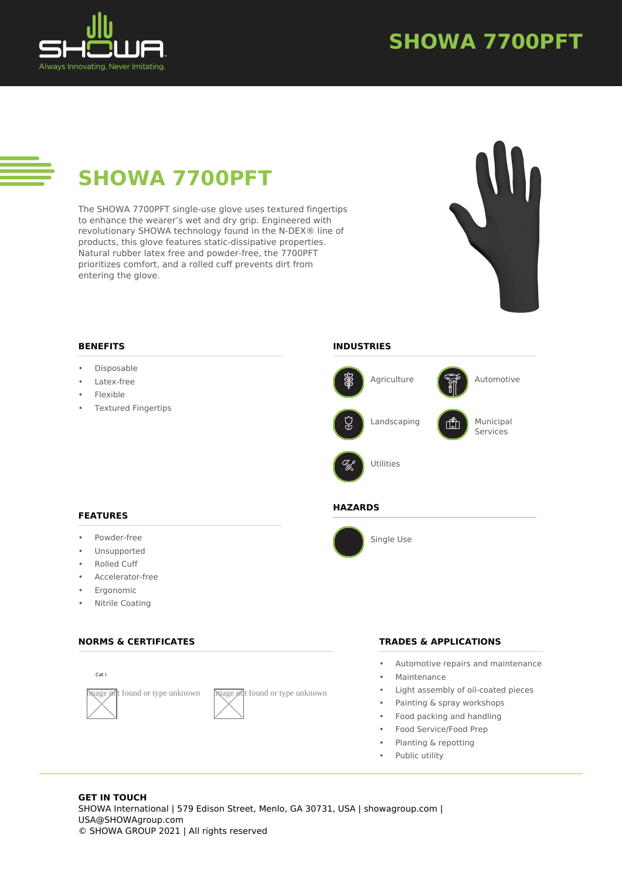# SHOWA 7700PFT

Always Innovating. Never Imitating.

## SHOWA 7700PFT

The SHOWA 7700PFT single-use glove uses textured fingertips to enhance the wearer's wet and dry grip. Engineered with revolutionary SHOWA technology found in the N-DEX® line of products, this glove features static-dissipative properties. Natural rubber latex free and powder-free, the 7700PFT prioritizes comfort, and a rolled cuff prevents dirt from entering the glove.

### BENEFITS

- Disposable
- Latex-free
- Flexible
- Textured Fingertips

### INDUSTRIES

- Agriculture
- Automotive
- Landscaping
- Municipal Services
- Utilities

### FEATURES

- Powder-free
- Unsupported
- Rolled Cuff
- Accelerator-free
- Ergonomic
- Nitrile Coating

### HAZARDS

- Single Use

### NORMS & CERTIFICATES

Cat I

Image not found or type unknown

Image not found or type unknown

### TRADES & APPLICATIONS

- Automotive repairs and maintenance
- Maintenance
- Light assembly of oil-coated pieces
- Painting & spray workshops
- Food packing and handling
- Food Service/Food Prep
- Planting & repotting
- Public utility

### GET IN TOUCH

SHOWA International | 579 Edison Street, Menlo, GA 30731, USA | showagroup.com | USA@SHOWAgroup.com

© SHOWA GROUP 2021 | All rights reserved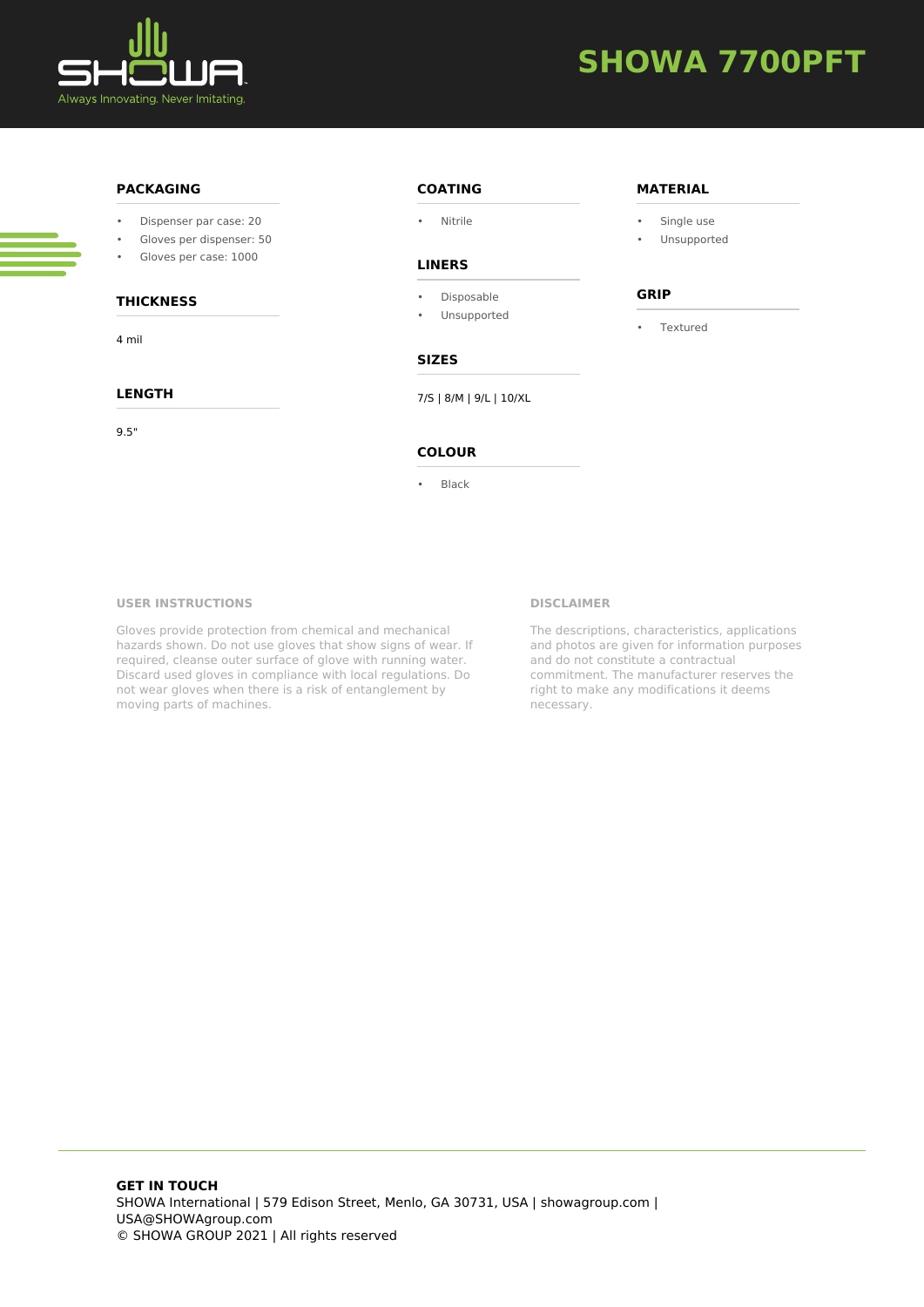# SHOWA 7700PFT

## PACKAGING

- Dispenser par case: 20
- Gloves per dispenser: 50
- Gloves per case: 1000

## THICKNESS

4 mil

## LENGTH

9.5"

## COATING

- Nitrile

## LINERS

- Disposable
- Unsupported

## SIZES

7/S | 8/M | 9/L | 10/XL

## COLOUR

- Black

## MATERIAL

- Single use
- Unsupported

## GRIP

- Textured

### USER INSTRUCTIONS

Gloves provide protection from chemical and mechanical hazards shown. Do not use gloves that show signs of wear. If required, cleanse outer surface of glove with running water. Discard used gloves in compliance with local regulations. Do not wear gloves when there is a risk of entanglement by moving parts of machines.

### DISCLAIMER

The descriptions, characteristics, applications and photos are given for information purposes and do not constitute a contractual commitment. The manufacturer reserves the right to make any modifications it deems necessary.

**GET IN TOUCH**
SHOWA International | 579 Edison Street, Menlo, GA 30731, USA | showagroup.com | USA@SHOWAgroup.com
© SHOWA GROUP 2021 | All rights reserved